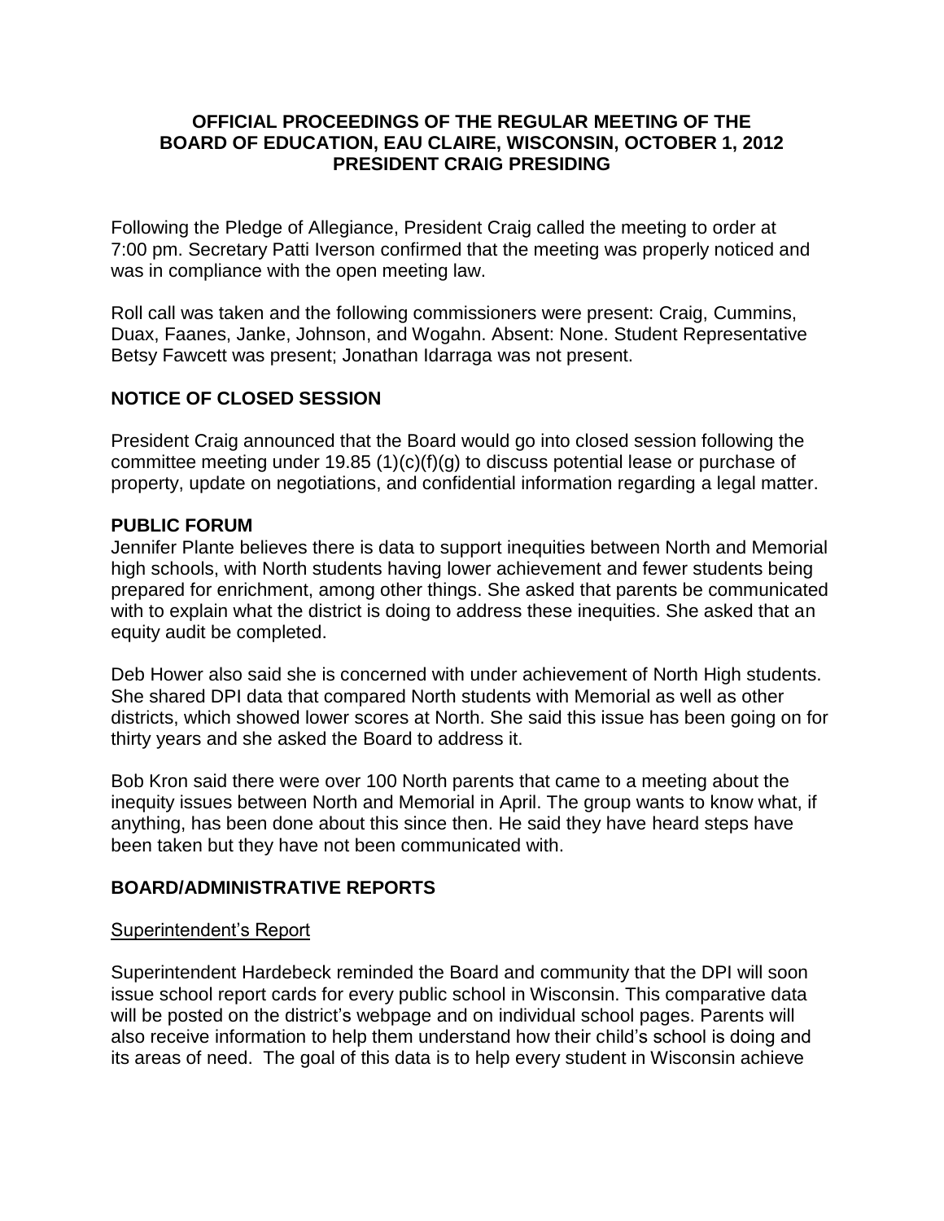# OFFICIAL PROCEEDINGS OF THE REGULAR MEETING OF THE BOARD OF EDUCATION, EAU CLAIRE, WISCONSIN, OCTOBER 1, 2012 PRESIDENT CRAIG PRESIDING

Following the Pledge of Allegiance, President Craig called the meeting to order at 7:00 pm. Secretary Patti Iverson confirmed that the meeting was properly noticed and was in compliance with the open meeting law.

Roll call was taken and the following commissioners were present: Craig, Cummins, Duax, Faanes, Janke, Johnson, and Wogahn. Absent: None. Student Representative Betsy Fawcett was present; Jonathan Idarraga was not present.

## NOTICE OF CLOSED SESSION

President Craig announced that the Board would go into closed session following the committee meeting under 19.85 (1)(c)(f)(g) to discuss potential lease or purchase of property, update on negotiations, and confidential information regarding a legal matter.

## PUBLIC FORUM

Jennifer Plante believes there is data to support inequities between North and Memorial high schools, with North students having lower achievement and fewer students being prepared for enrichment, among other things. She asked that parents be communicated with to explain what the district is doing to address these inequities. She asked that an equity audit be completed.

Deb Hower also said she is concerned with under achievement of North High students. She shared DPI data that compared North students with Memorial as well as other districts, which showed lower scores at North. She said this issue has been going on for thirty years and she asked the Board to address it.

Bob Kron said there were over 100 North parents that came to a meeting about the inequity issues between North and Memorial in April. The group wants to know what, if anything, has been done about this since then. He said they have heard steps have been taken but they have not been communicated with.

## BOARD/ADMINISTRATIVE REPORTS

### Superintendent's Report

Superintendent Hardebeck reminded the Board and community that the DPI will soon issue school report cards for every public school in Wisconsin. This comparative data will be posted on the district's webpage and on individual school pages. Parents will also receive information to help them understand how their child's school is doing and its areas of need. The goal of this data is to help every student in Wisconsin achieve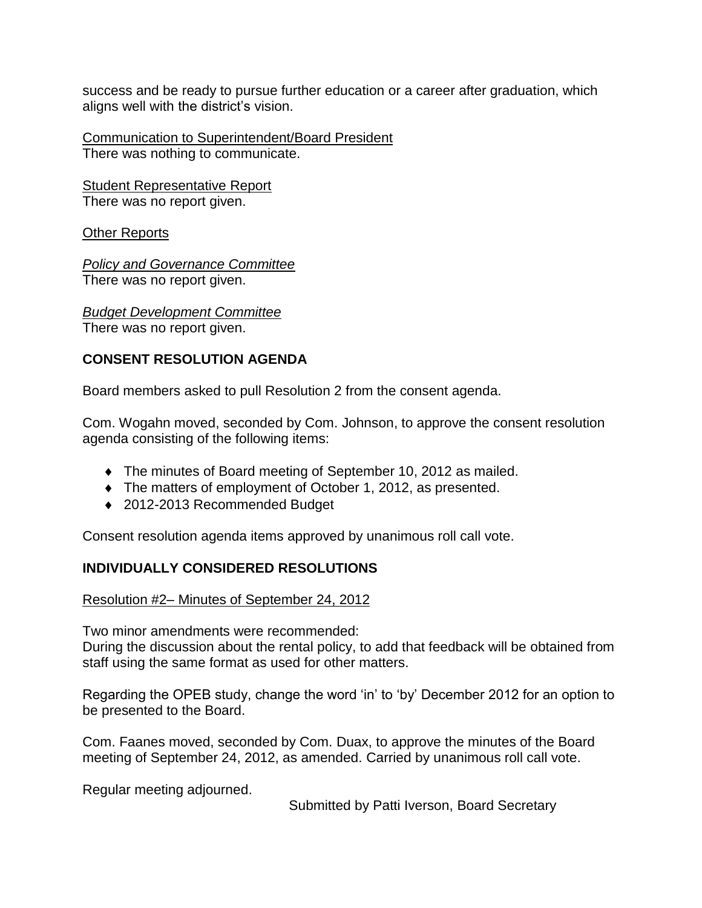success and be ready to pursue further education or a career after graduation, which aligns well with the district's vision.

Communication to Superintendent/Board President
There was nothing to communicate.

Student Representative Report
There was no report given.

Other Reports

*Policy and Governance Committee*
There was no report given.

*Budget Development Committee*
There was no report given.

## CONSENT RESOLUTION AGENDA

Board members asked to pull Resolution 2 from the consent agenda.

Com. Wogahn moved, seconded by Com. Johnson, to approve the consent resolution agenda consisting of the following items:

- The minutes of Board meeting of September 10, 2012 as mailed.
- The matters of employment of October 1, 2012, as presented.
- 2012-2013 Recommended Budget

Consent resolution agenda items approved by unanimous roll call vote.

## INDIVIDUALLY CONSIDERED RESOLUTIONS

Resolution #2– Minutes of September 24, 2012

Two minor amendments were recommended:
During the discussion about the rental policy, to add that feedback will be obtained from staff using the same format as used for other matters.

Regarding the OPEB study, change the word 'in' to 'by' December 2012 for an option to be presented to the Board.

Com. Faanes moved, seconded by Com. Duax, to approve the minutes of the Board meeting of September 24, 2012, as amended. Carried by unanimous roll call vote.

Regular meeting adjourned.

Submitted by Patti Iverson, Board Secretary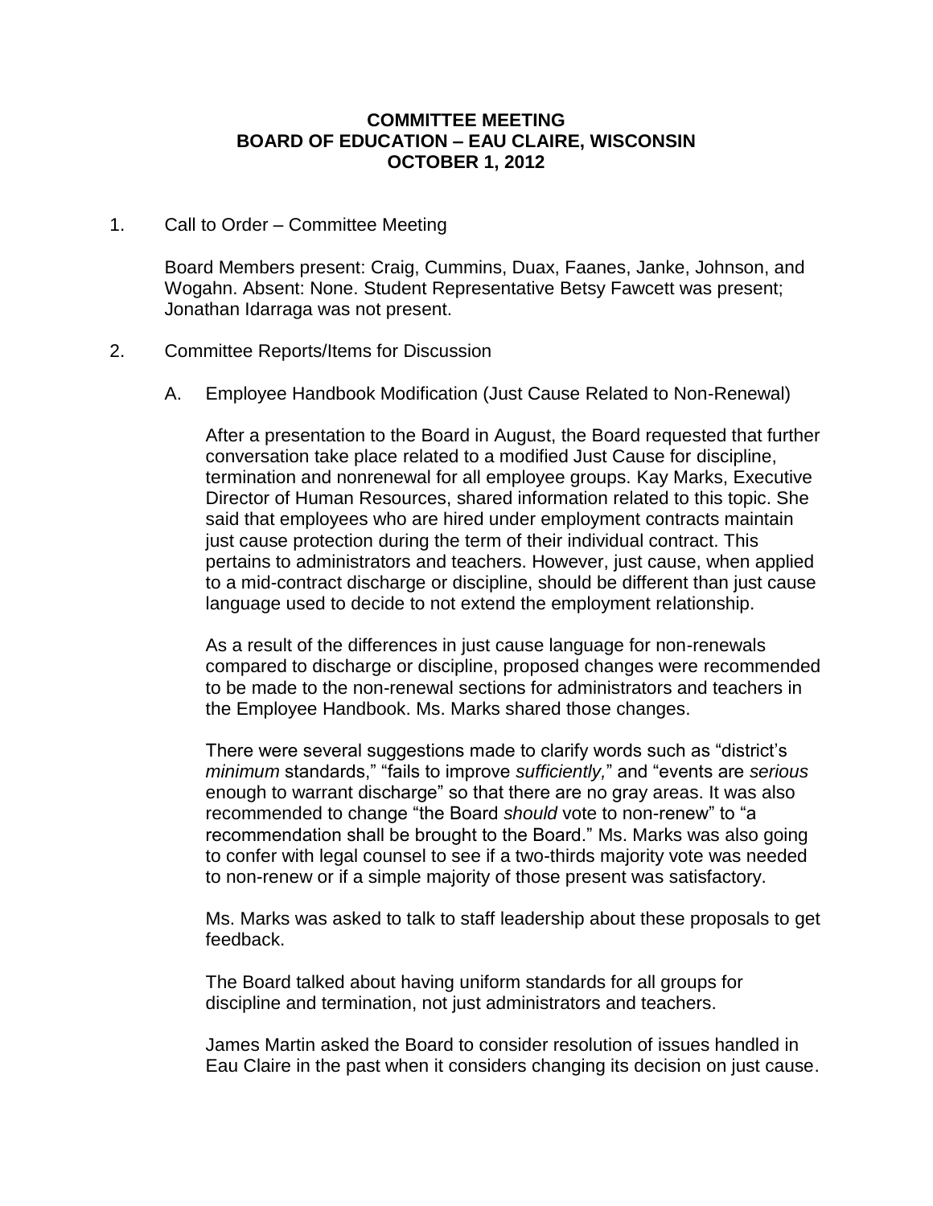**COMMITTEE MEETING**
**BOARD OF EDUCATION – EAU CLAIRE, WISCONSIN**
**OCTOBER 1, 2012**

1. Call to Order – Committee Meeting

   Board Members present: Craig, Cummins, Duax, Faanes, Janke, Johnson, and Wogahn. Absent: None. Student Representative Betsy Fawcett was present; Jonathan Idarraga was not present.

2. Committee Reports/Items for Discussion

   A. Employee Handbook Modification (Just Cause Related to Non-Renewal)

   After a presentation to the Board in August, the Board requested that further conversation take place related to a modified Just Cause for discipline, termination and nonrenewal for all employee groups. Kay Marks, Executive Director of Human Resources, shared information related to this topic. She said that employees who are hired under employment contracts maintain just cause protection during the term of their individual contract. This pertains to administrators and teachers. However, just cause, when applied to a mid-contract discharge or discipline, should be different than just cause language used to decide to not extend the employment relationship.

   As a result of the differences in just cause language for non-renewals compared to discharge or discipline, proposed changes were recommended to be made to the non-renewal sections for administrators and teachers in the Employee Handbook. Ms. Marks shared those changes.

   There were several suggestions made to clarify words such as "district's *minimum* standards," "fails to improve *sufficiently,*" and "events are *serious* enough to warrant discharge" so that there are no gray areas. It was also recommended to change "the Board *should* vote to non-renew" to "a recommendation shall be brought to the Board." Ms. Marks was also going to confer with legal counsel to see if a two-thirds majority vote was needed to non-renew or if a simple majority of those present was satisfactory.

   Ms. Marks was asked to talk to staff leadership about these proposals to get feedback.

   The Board talked about having uniform standards for all groups for discipline and termination, not just administrators and teachers.

   James Martin asked the Board to consider resolution of issues handled in Eau Claire in the past when it considers changing its decision on just cause.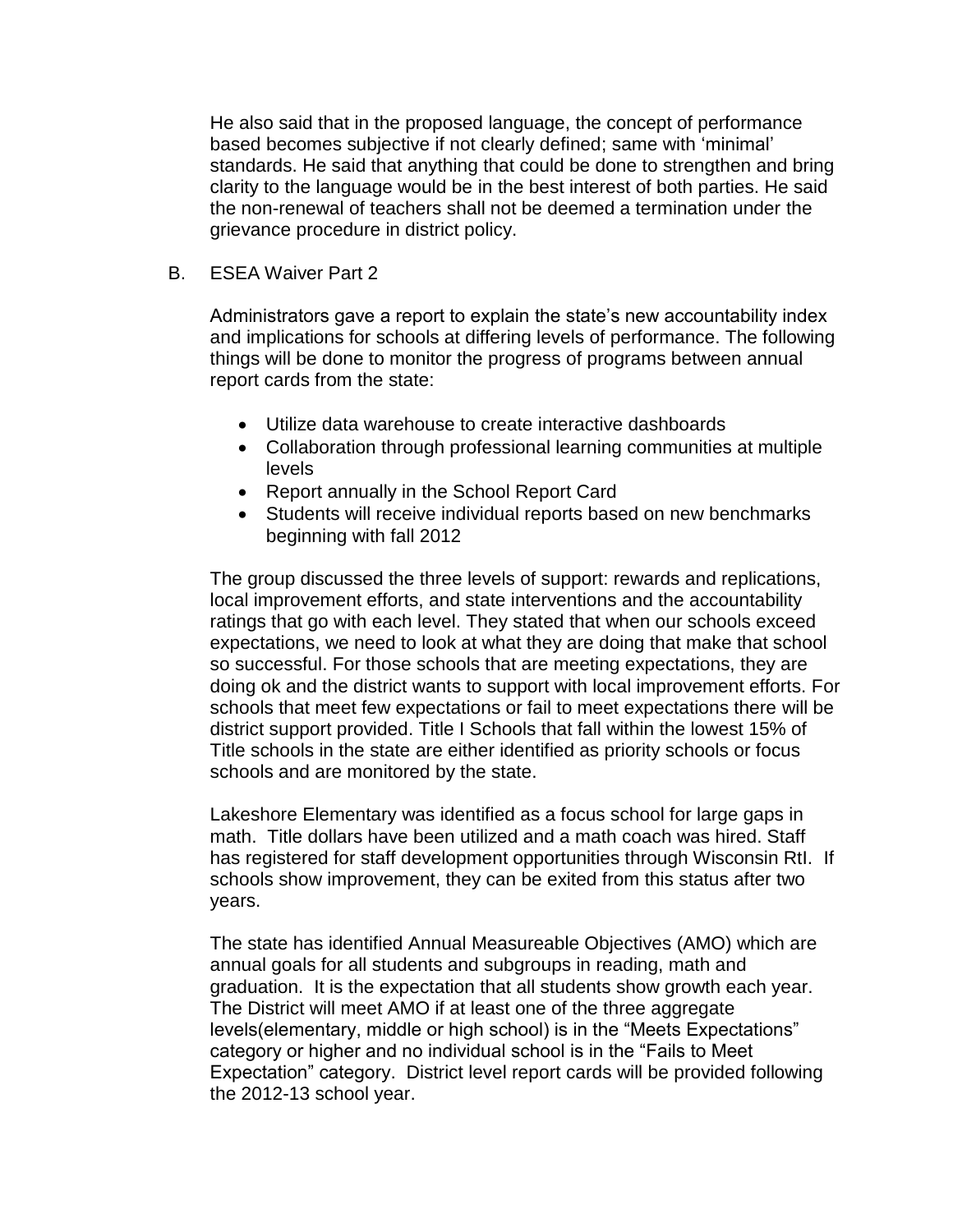He also said that in the proposed language, the concept of performance based becomes subjective if not clearly defined; same with 'minimal' standards. He said that anything that could be done to strengthen and bring clarity to the language would be in the best interest of both parties. He said the non-renewal of teachers shall not be deemed a termination under the grievance procedure in district policy.

B. ESEA Waiver Part 2

Administrators gave a report to explain the state's new accountability index and implications for schools at differing levels of performance. The following things will be done to monitor the progress of programs between annual report cards from the state:

- Utilize data warehouse to create interactive dashboards
- Collaboration through professional learning communities at multiple levels
- Report annually in the School Report Card
- Students will receive individual reports based on new benchmarks beginning with fall 2012

The group discussed the three levels of support: rewards and replications, local improvement efforts, and state interventions and the accountability ratings that go with each level. They stated that when our schools exceed expectations, we need to look at what they are doing that make that school so successful. For those schools that are meeting expectations, they are doing ok and the district wants to support with local improvement efforts. For schools that meet few expectations or fail to meet expectations there will be district support provided. Title I Schools that fall within the lowest 15% of Title schools in the state are either identified as priority schools or focus schools and are monitored by the state.

Lakeshore Elementary was identified as a focus school for large gaps in math. Title dollars have been utilized and a math coach was hired. Staff has registered for staff development opportunities through Wisconsin RtI. If schools show improvement, they can be exited from this status after two years.

The state has identified Annual Measureable Objectives (AMO) which are annual goals for all students and subgroups in reading, math and graduation. It is the expectation that all students show growth each year. The District will meet AMO if at least one of the three aggregate levels(elementary, middle or high school) is in the "Meets Expectations" category or higher and no individual school is in the "Fails to Meet Expectation" category. District level report cards will be provided following the 2012-13 school year.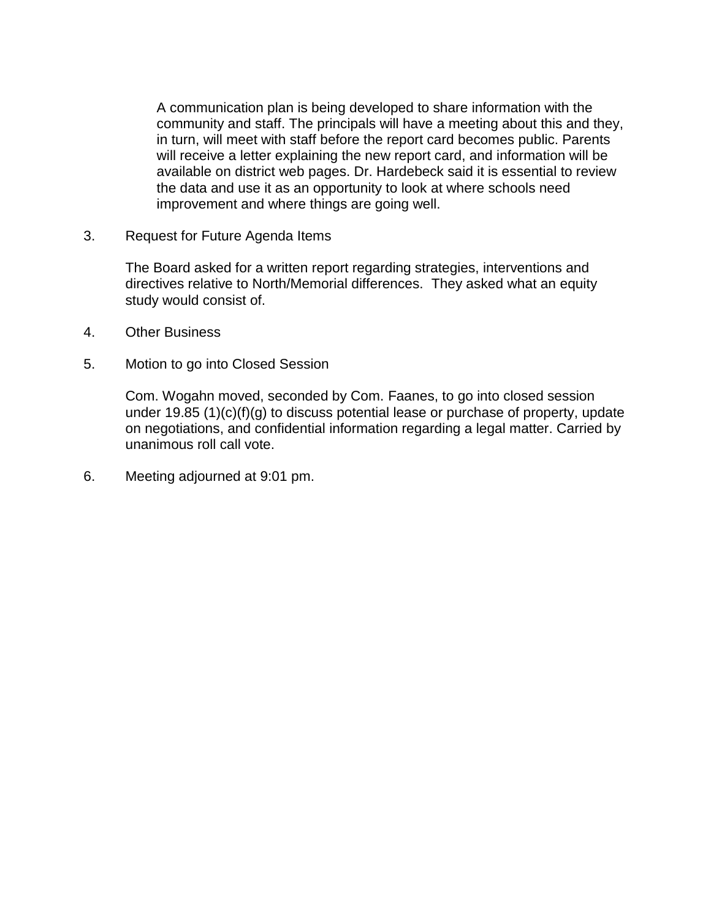A communication plan is being developed to share information with the community and staff. The principals will have a meeting about this and they, in turn, will meet with staff before the report card becomes public. Parents will receive a letter explaining the new report card, and information will be available on district web pages. Dr. Hardebeck said it is essential to review the data and use it as an opportunity to look at where schools need improvement and where things are going well.

3. Request for Future Agenda Items

   The Board asked for a written report regarding strategies, interventions and directives relative to North/Memorial differences. They asked what an equity study would consist of.

4. Other Business

5. Motion to go into Closed Session

   Com. Wogahn moved, seconded by Com. Faanes, to go into closed session under 19.85 (1)(c)(f)(g) to discuss potential lease or purchase of property, update on negotiations, and confidential information regarding a legal matter. Carried by unanimous roll call vote.

6. Meeting adjourned at 9:01 pm.